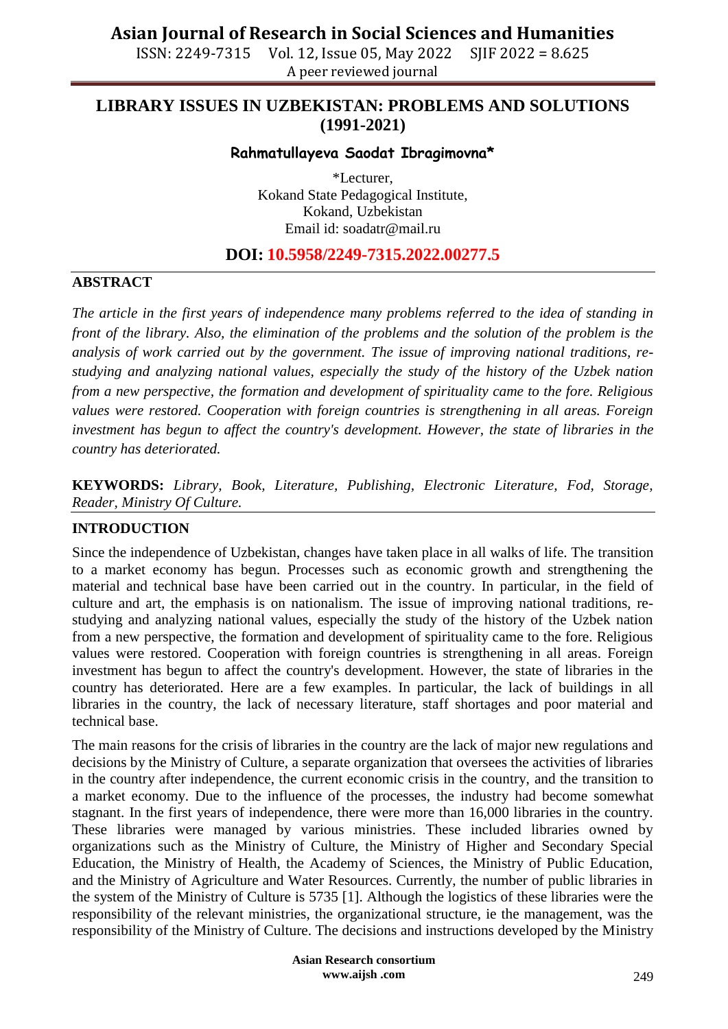# LIBRARY ISSUES IN UZBEKISTAN: PROBLEMS AND SOLUTIONS (1991-2021)

**Rahmatullayeva Saodat Ibragimovna***

*Lecturer,
Kokand State Pedagogical Institute,
Kokand, Uzbekistan
Email id: soadatr@mail.ru

**DOI: 10.5958/2249-7315.2022.00277.5**

## ABSTRACT

*The article in the first years of independence many problems referred to the idea of standing in front of the library. Also, the elimination of the problems and the solution of the problem is the analysis of work carried out by the government. The issue of improving national traditions, re-studying and analyzing national values, especially the study of the history of the Uzbek nation from a new perspective, the formation and development of spirituality came to the fore. Religious values were restored. Cooperation with foreign countries is strengthening in all areas. Foreign investment has begun to affect the country's development. However, the state of libraries in the country has deteriorated.*

**KEYWORDS:** *Library, Book, Literature, Publishing, Electronic Literature, Fod, Storage, Reader, Ministry Of Culture.*

## INTRODUCTION

Since the independence of Uzbekistan, changes have taken place in all walks of life. The transition to a market economy has begun. Processes such as economic growth and strengthening the material and technical base have been carried out in the country. In particular, in the field of culture and art, the emphasis is on nationalism. The issue of improving national traditions, re-studying and analyzing national values, especially the study of the history of the Uzbek nation from a new perspective, the formation and development of spirituality came to the fore. Religious values were restored. Cooperation with foreign countries is strengthening in all areas. Foreign investment has begun to affect the country's development. However, the state of libraries in the country has deteriorated. Here are a few examples. In particular, the lack of buildings in all libraries in the country, the lack of necessary literature, staff shortages and poor material and technical base.

The main reasons for the crisis of libraries in the country are the lack of major new regulations and decisions by the Ministry of Culture, a separate organization that oversees the activities of libraries in the country after independence, the current economic crisis in the country, and the transition to a market economy. Due to the influence of the processes, the industry had become somewhat stagnant. In the first years of independence, there were more than 16,000 libraries in the country. These libraries were managed by various ministries. These included libraries owned by organizations such as the Ministry of Culture, the Ministry of Higher and Secondary Special Education, the Ministry of Health, the Academy of Sciences, the Ministry of Public Education, and the Ministry of Agriculture and Water Resources. Currently, the number of public libraries in the system of the Ministry of Culture is 5735 [1]. Although the logistics of these libraries were the responsibility of the relevant ministries, the organizational structure, ie the management, was the responsibility of the Ministry of Culture. The decisions and instructions developed by the Ministry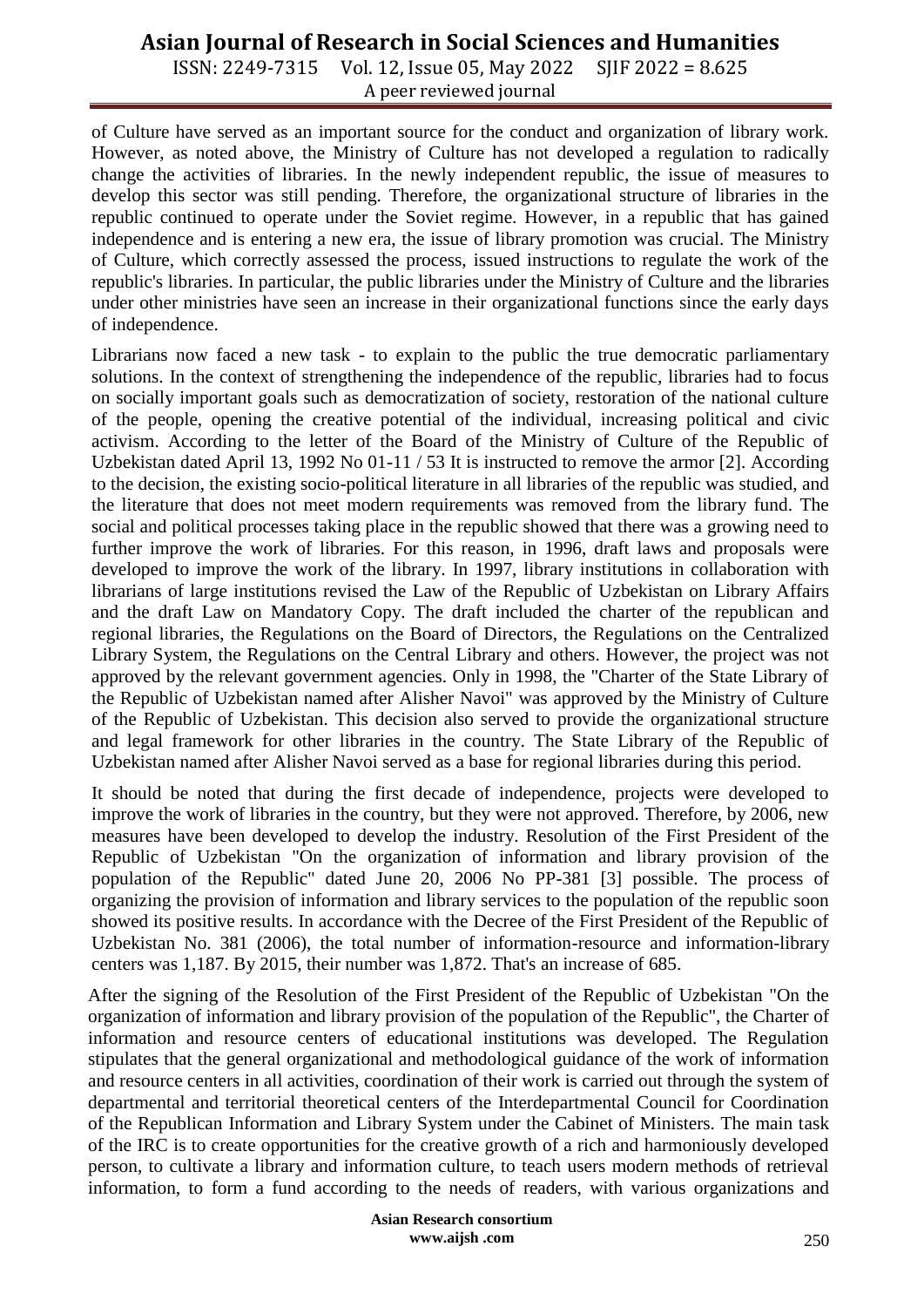of Culture have served as an important source for the conduct and organization of library work. However, as noted above, the Ministry of Culture has not developed a regulation to radically change the activities of libraries. In the newly independent republic, the issue of measures to develop this sector was still pending. Therefore, the organizational structure of libraries in the republic continued to operate under the Soviet regime. However, in a republic that has gained independence and is entering a new era, the issue of library promotion was crucial. The Ministry of Culture, which correctly assessed the process, issued instructions to regulate the work of the republic's libraries. In particular, the public libraries under the Ministry of Culture and the libraries under other ministries have seen an increase in their organizational functions since the early days of independence.

Librarians now faced a new task - to explain to the public the true democratic parliamentary solutions. In the context of strengthening the independence of the republic, libraries had to focus on socially important goals such as democratization of society, restoration of the national culture of the people, opening the creative potential of the individual, increasing political and civic activism. According to the letter of the Board of the Ministry of Culture of the Republic of Uzbekistan dated April 13, 1992 No 01-11 / 53 It is instructed to remove the armor [2]. According to the decision, the existing socio-political literature in all libraries of the republic was studied, and the literature that does not meet modern requirements was removed from the library fund. The social and political processes taking place in the republic showed that there was a growing need to further improve the work of libraries. For this reason, in 1996, draft laws and proposals were developed to improve the work of the library. In 1997, library institutions in collaboration with librarians of large institutions revised the Law of the Republic of Uzbekistan on Library Affairs and the draft Law on Mandatory Copy. The draft included the charter of the republican and regional libraries, the Regulations on the Board of Directors, the Regulations on the Centralized Library System, the Regulations on the Central Library and others. However, the project was not approved by the relevant government agencies. Only in 1998, the "Charter of the State Library of the Republic of Uzbekistan named after Alisher Navoi" was approved by the Ministry of Culture of the Republic of Uzbekistan. This decision also served to provide the organizational structure and legal framework for other libraries in the country. The State Library of the Republic of Uzbekistan named after Alisher Navoi served as a base for regional libraries during this period.

It should be noted that during the first decade of independence, projects were developed to improve the work of libraries in the country, but they were not approved. Therefore, by 2006, new measures have been developed to develop the industry. Resolution of the First President of the Republic of Uzbekistan "On the organization of information and library provision of the population of the Republic" dated June 20, 2006 No PP-381 [3] possible. The process of organizing the provision of information and library services to the population of the republic soon showed its positive results. In accordance with the Decree of the First President of the Republic of Uzbekistan No. 381 (2006), the total number of information-resource and information-library centers was 1,187. By 2015, their number was 1,872. That's an increase of 685.

After the signing of the Resolution of the First President of the Republic of Uzbekistan "On the organization of information and library provision of the population of the Republic", the Charter of information and resource centers of educational institutions was developed. The Regulation stipulates that the general organizational and methodological guidance of the work of information and resource centers in all activities, coordination of their work is carried out through the system of departmental and territorial theoretical centers of the Interdepartmental Council for Coordination of the Republican Information and Library System under the Cabinet of Ministers. The main task of the IRC is to create opportunities for the creative growth of a rich and harmoniously developed person, to cultivate a library and information culture, to teach users modern methods of retrieval information, to form a fund according to the needs of readers, with various organizations and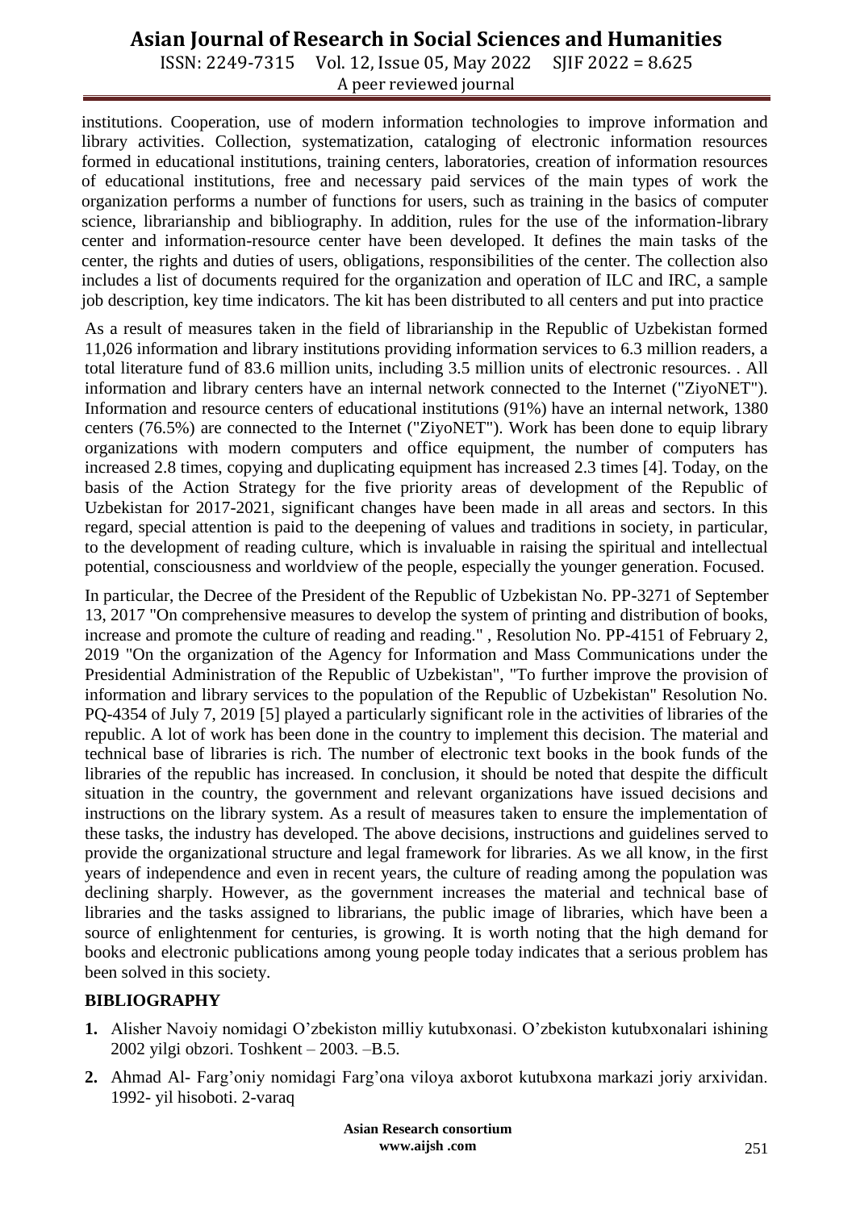institutions. Cooperation, use of modern information technologies to improve information and library activities. Collection, systematization, cataloging of electronic information resources formed in educational institutions, training centers, laboratories, creation of information resources of educational institutions, free and necessary paid services of the main types of work the organization performs a number of functions for users, such as training in the basics of computer science, librarianship and bibliography. In addition, rules for the use of the information-library center and information-resource center have been developed. It defines the main tasks of the center, the rights and duties of users, obligations, responsibilities of the center. The collection also includes a list of documents required for the organization and operation of ILC and IRC, a sample job description, key time indicators. The kit has been distributed to all centers and put into practice

As a result of measures taken in the field of librarianship in the Republic of Uzbekistan formed 11,026 information and library institutions providing information services to 6.3 million readers, a total literature fund of 83.6 million units, including 3.5 million units of electronic resources. . All information and library centers have an internal network connected to the Internet ("ZiyoNET"). Information and resource centers of educational institutions (91%) have an internal network, 1380 centers (76.5%) are connected to the Internet ("ZiyoNET"). Work has been done to equip library organizations with modern computers and office equipment, the number of computers has increased 2.8 times, copying and duplicating equipment has increased 2.3 times [4]. Today, on the basis of the Action Strategy for the five priority areas of development of the Republic of Uzbekistan for 2017-2021, significant changes have been made in all areas and sectors. In this regard, special attention is paid to the deepening of values and traditions in society, in particular, to the development of reading culture, which is invaluable in raising the spiritual and intellectual potential, consciousness and worldview of the people, especially the younger generation. Focused.

In particular, the Decree of the President of the Republic of Uzbekistan No. PP-3271 of September 13, 2017 "On comprehensive measures to develop the system of printing and distribution of books, increase and promote the culture of reading and reading." , Resolution No. PP-4151 of February 2, 2019 "On the organization of the Agency for Information and Mass Communications under the Presidential Administration of the Republic of Uzbekistan", "To further improve the provision of information and library services to the population of the Republic of Uzbekistan" Resolution No. PQ-4354 of July 7, 2019 [5] played a particularly significant role in the activities of libraries of the republic. A lot of work has been done in the country to implement this decision. The material and technical base of libraries is rich. The number of electronic text books in the book funds of the libraries of the republic has increased. In conclusion, it should be noted that despite the difficult situation in the country, the government and relevant organizations have issued decisions and instructions on the library system. As a result of measures taken to ensure the implementation of these tasks, the industry has developed. The above decisions, instructions and guidelines served to provide the organizational structure and legal framework for libraries. As we all know, in the first years of independence and even in recent years, the culture of reading among the population was declining sharply. However, as the government increases the material and technical base of libraries and the tasks assigned to librarians, the public image of libraries, which have been a source of enlightenment for centuries, is growing. It is worth noting that the high demand for books and electronic publications among young people today indicates that a serious problem has been solved in this society.

## BIBLIOGRAPHY

1. Alisher Navoiy nomidagi O'zbekiston milliy kutubxonasi. O'zbekiston kutubxonalari ishining 2002 yilgi obzori. Toshkent – 2003. –B.5.
2. Ahmad Al- Farg'oniy nomidagi Farg'ona viloya axborot kutubxona markazi joriy arxividan. 1992- yil hisoboti. 2-varaq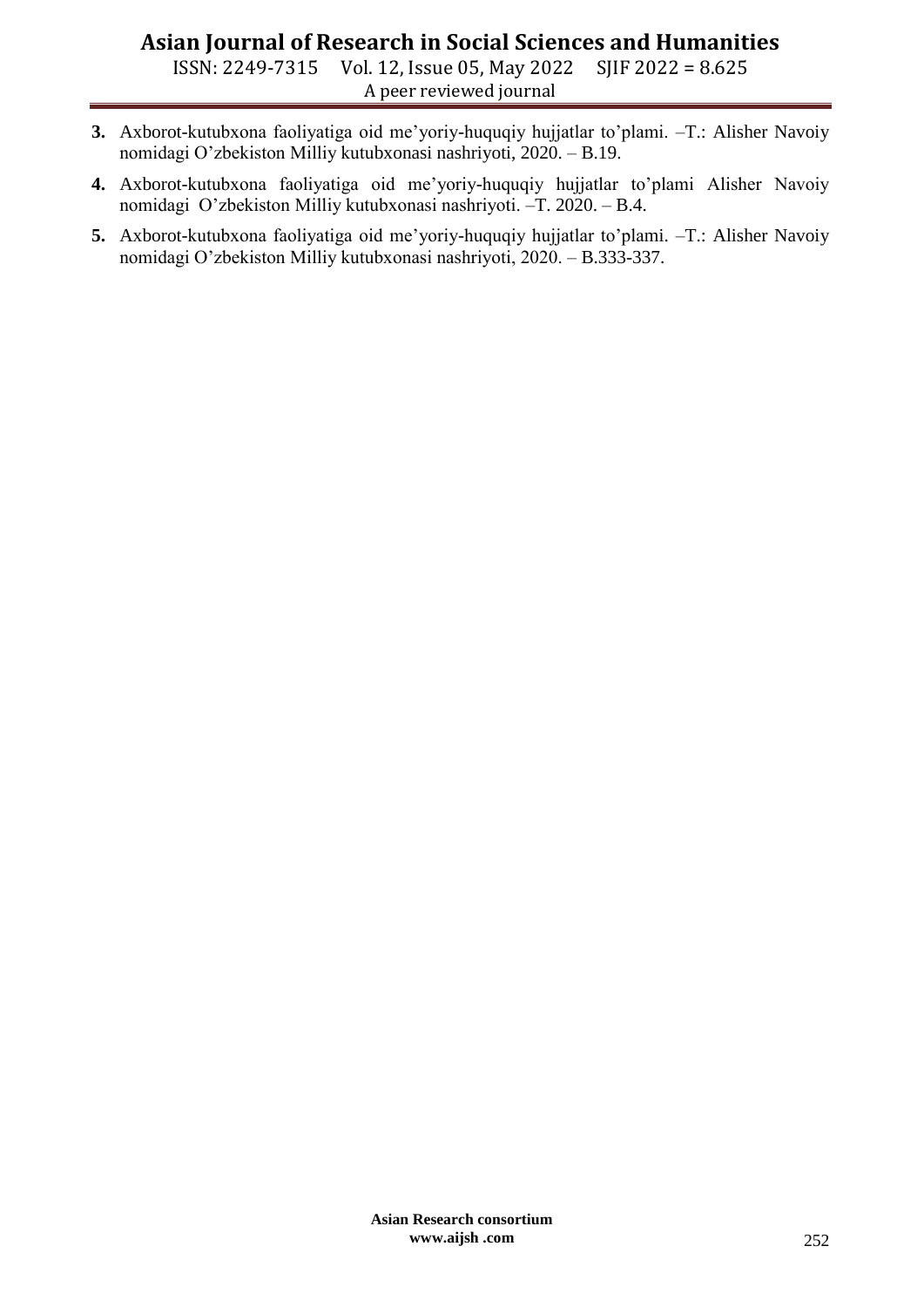3. Axborot-kutubxona faoliyatiga oid me'yoriy-huquqiy hujjatlar to'plami. –T.: Alisher Navoiy nomidagi O'zbekiston Milliy kutubxonasi nashriyoti, 2020. – B.19.
4. Axborot-kutubxona faoliyatiga oid me'yoriy-huquqiy hujjatlar to'plami Alisher Navoiy nomidagi O'zbekiston Milliy kutubxonasi nashriyoti. –T. 2020. – B.4.
5. Axborot-kutubxona faoliyatiga oid me'yoriy-huquqiy hujjatlar to'plami. –T.: Alisher Navoiy nomidagi O'zbekiston Milliy kutubxonasi nashriyoti, 2020. – B.333-337.